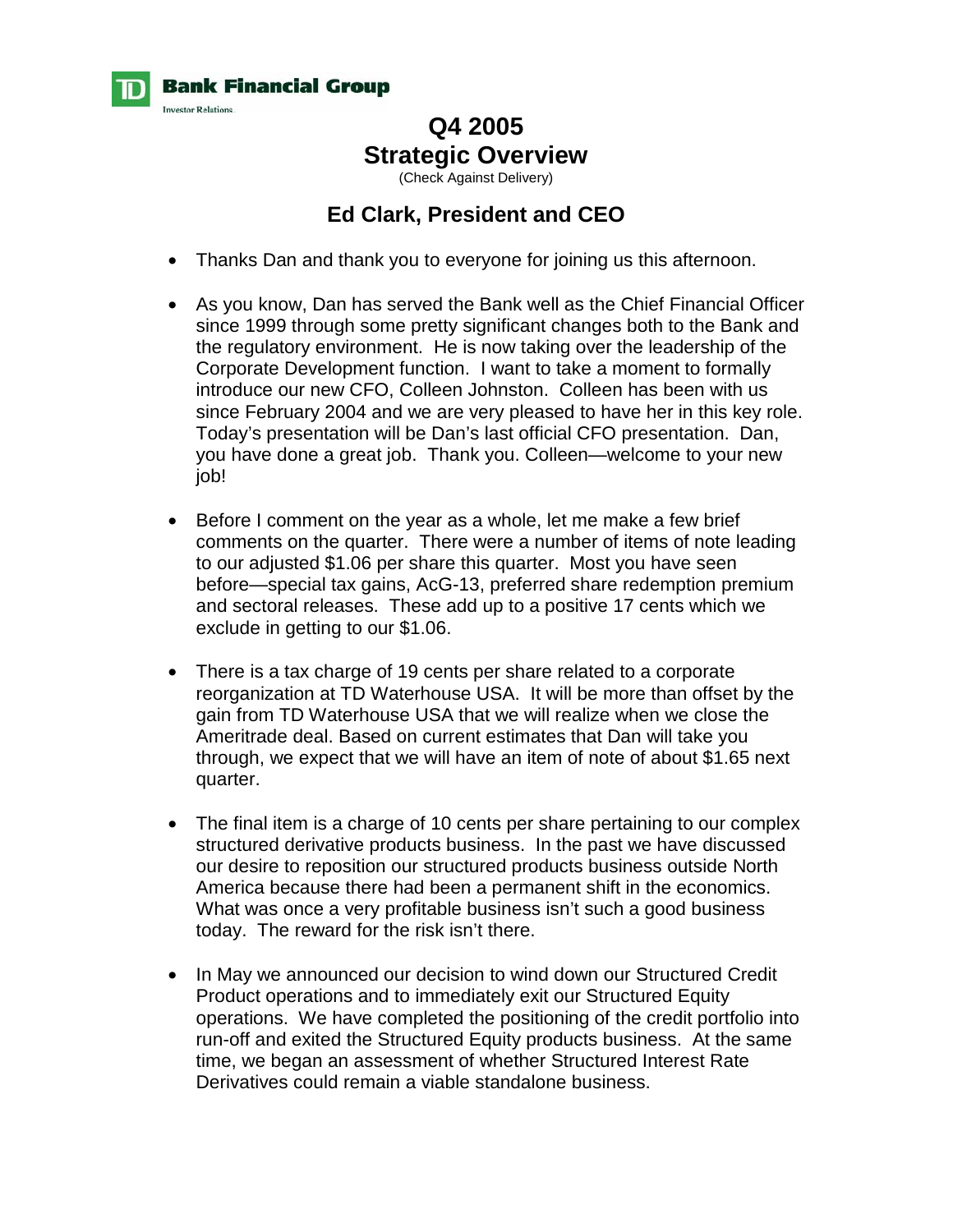**TD Bank Financial Group**
Investor Relations

# Q4 2005
# Strategic Overview

(Check Against Delivery)

## Ed Clark, President and CEO

- Thanks Dan and thank you to everyone for joining us this afternoon.

- As you know, Dan has served the Bank well as the Chief Financial Officer since 1999 through some pretty significant changes both to the Bank and the regulatory environment. He is now taking over the leadership of the Corporate Development function. I want to take a moment to formally introduce our new CFO, Colleen Johnston. Colleen has been with us since February 2004 and we are very pleased to have her in this key role. Today's presentation will be Dan's last official CFO presentation. Dan, you have done a great job. Thank you. Colleen—welcome to your new job!

- Before I comment on the year as a whole, let me make a few brief comments on the quarter. There were a number of items of note leading to our adjusted $1.06 per share this quarter. Most you have seen before—special tax gains, AcG-13, preferred share redemption premium and sectoral releases. These add up to a positive 17 cents which we exclude in getting to our $1.06.

- There is a tax charge of 19 cents per share related to a corporate reorganization at TD Waterhouse USA. It will be more than offset by the gain from TD Waterhouse USA that we will realize when we close the Ameritrade deal. Based on current estimates that Dan will take you through, we expect that we will have an item of note of about $1.65 next quarter.

- The final item is a charge of 10 cents per share pertaining to our complex structured derivative products business. In the past we have discussed our desire to reposition our structured products business outside North America because there had been a permanent shift in the economics. What was once a very profitable business isn't such a good business today. The reward for the risk isn't there.

- In May we announced our decision to wind down our Structured Credit Product operations and to immediately exit our Structured Equity operations. We have completed the positioning of the credit portfolio into run-off and exited the Structured Equity products business. At the same time, we began an assessment of whether Structured Interest Rate Derivatives could remain a viable standalone business.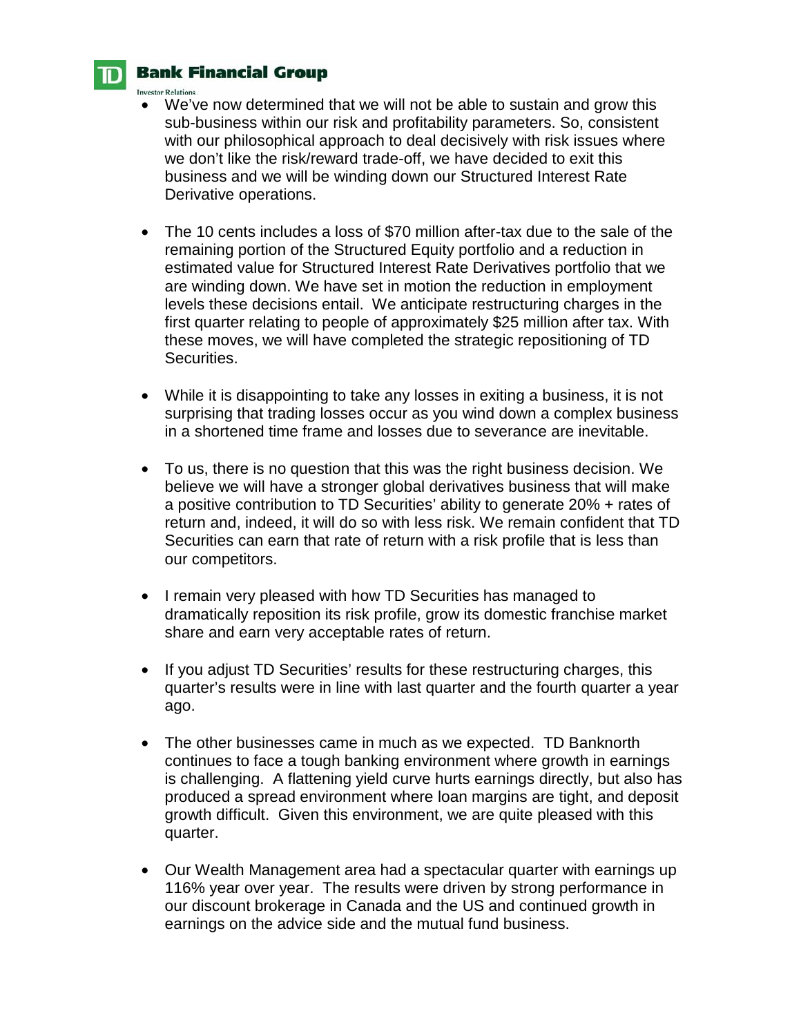- We've now determined that we will not be able to sustain and grow this sub-business within our risk and profitability parameters. So, consistent with our philosophical approach to deal decisively with risk issues where we don't like the risk/reward trade-off, we have decided to exit this business and we will be winding down our Structured Interest Rate Derivative operations.

- The 10 cents includes a loss of $70 million after-tax due to the sale of the remaining portion of the Structured Equity portfolio and a reduction in estimated value for Structured Interest Rate Derivatives portfolio that we are winding down. We have set in motion the reduction in employment levels these decisions entail. We anticipate restructuring charges in the first quarter relating to people of approximately $25 million after tax. With these moves, we will have completed the strategic repositioning of TD Securities.

- While it is disappointing to take any losses in exiting a business, it is not surprising that trading losses occur as you wind down a complex business in a shortened time frame and losses due to severance are inevitable.

- To us, there is no question that this was the right business decision. We believe we will have a stronger global derivatives business that will make a positive contribution to TD Securities' ability to generate 20% + rates of return and, indeed, it will do so with less risk. We remain confident that TD Securities can earn that rate of return with a risk profile that is less than our competitors.

- I remain very pleased with how TD Securities has managed to dramatically reposition its risk profile, grow its domestic franchise market share and earn very acceptable rates of return.

- If you adjust TD Securities' results for these restructuring charges, this quarter's results were in line with last quarter and the fourth quarter a year ago.

- The other businesses came in much as we expected. TD Banknorth continues to face a tough banking environment where growth in earnings is challenging. A flattening yield curve hurts earnings directly, but also has produced a spread environment where loan margins are tight, and deposit growth difficult. Given this environment, we are quite pleased with this quarter.

- Our Wealth Management area had a spectacular quarter with earnings up 116% year over year. The results were driven by strong performance in our discount brokerage in Canada and the US and continued growth in earnings on the advice side and the mutual fund business.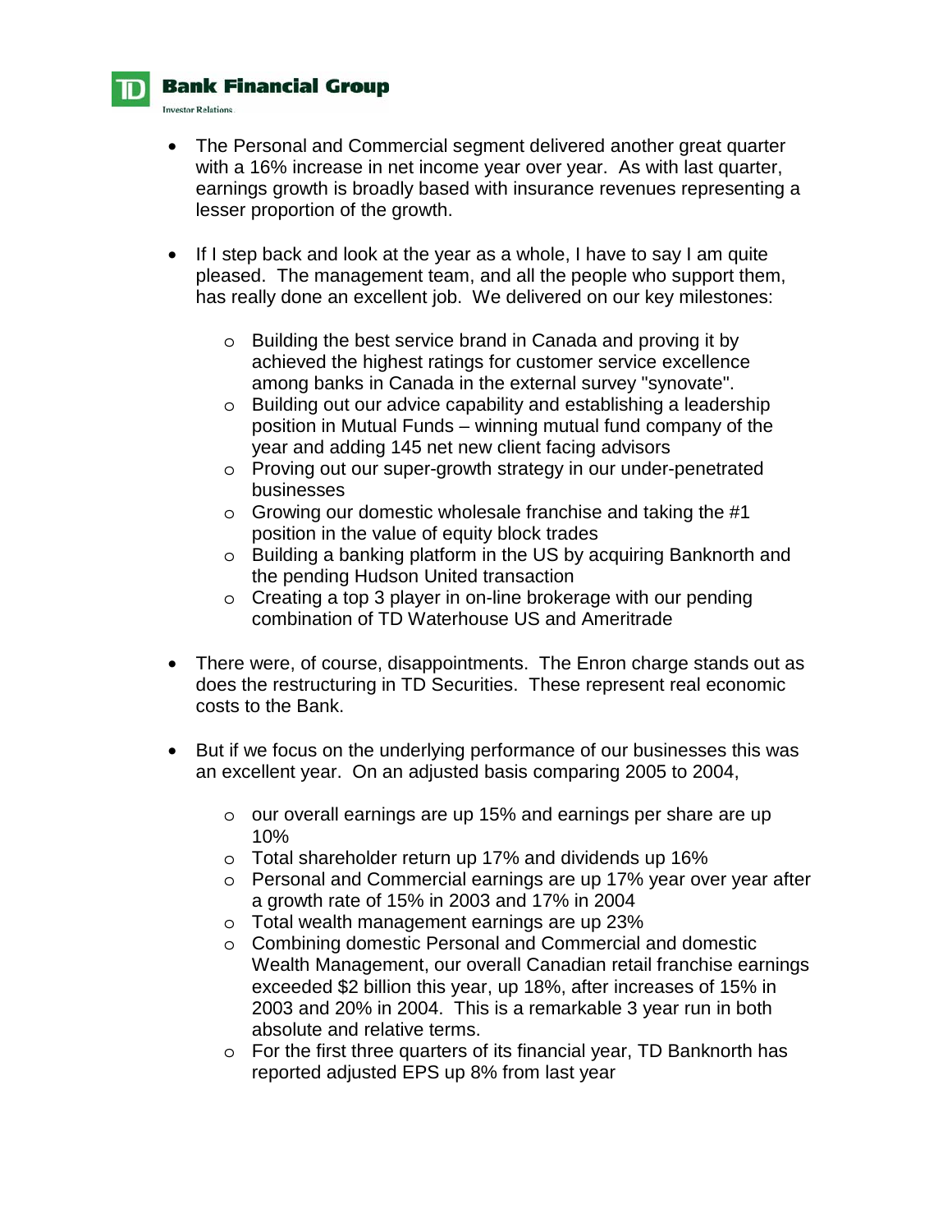- The Personal and Commercial segment delivered another great quarter with a 16% increase in net income year over year. As with last quarter, earnings growth is broadly based with insurance revenues representing a lesser proportion of the growth.

- If I step back and look at the year as a whole, I have to say I am quite pleased. The management team, and all the people who support them, has really done an excellent job. We delivered on our key milestones:

    - Building the best service brand in Canada and proving it by achieved the highest ratings for customer service excellence among banks in Canada in the external survey "synovate".
    - Building out our advice capability and establishing a leadership position in Mutual Funds – winning mutual fund company of the year and adding 145 net new client facing advisors
    - Proving out our super-growth strategy in our under-penetrated businesses
    - Growing our domestic wholesale franchise and taking the #1 position in the value of equity block trades
    - Building a banking platform in the US by acquiring Banknorth and the pending Hudson United transaction
    - Creating a top 3 player in on-line brokerage with our pending combination of TD Waterhouse US and Ameritrade

- There were, of course, disappointments. The Enron charge stands out as does the restructuring in TD Securities. These represent real economic costs to the Bank.

- But if we focus on the underlying performance of our businesses this was an excellent year. On an adjusted basis comparing 2005 to 2004,

    - our overall earnings are up 15% and earnings per share are up 10%
    - Total shareholder return up 17% and dividends up 16%
    - Personal and Commercial earnings are up 17% year over year after a growth rate of 15% in 2003 and 17% in 2004
    - Total wealth management earnings are up 23%
    - Combining domestic Personal and Commercial and domestic Wealth Management, our overall Canadian retail franchise earnings exceeded $2 billion this year, up 18%, after increases of 15% in 2003 and 20% in 2004. This is a remarkable 3 year run in both absolute and relative terms.
    - For the first three quarters of its financial year, TD Banknorth has reported adjusted EPS up 8% from last year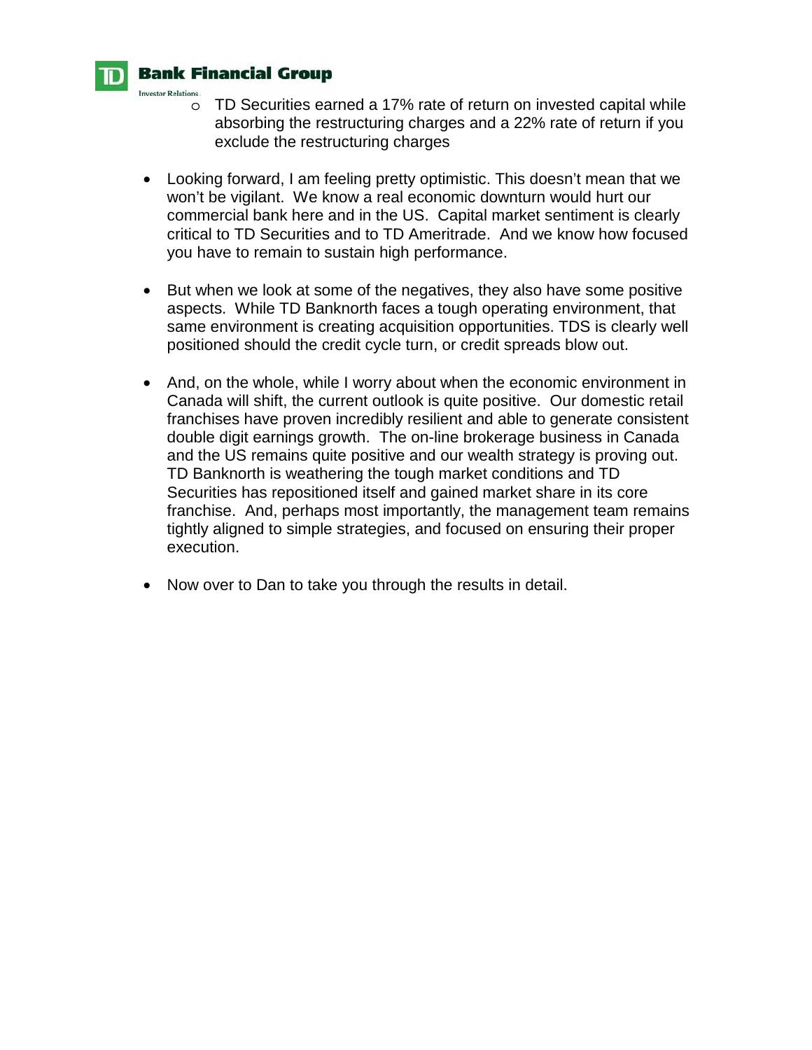- TD Securities earned a 17% rate of return on invested capital while absorbing the restructuring charges and a 22% rate of return if you exclude the restructuring charges

- Looking forward, I am feeling pretty optimistic. This doesn't mean that we won't be vigilant. We know a real economic downturn would hurt our commercial bank here and in the US. Capital market sentiment is clearly critical to TD Securities and to TD Ameritrade. And we know how focused you have to remain to sustain high performance.

- But when we look at some of the negatives, they also have some positive aspects. While TD Banknorth faces a tough operating environment, that same environment is creating acquisition opportunities. TDS is clearly well positioned should the credit cycle turn, or credit spreads blow out.

- And, on the whole, while I worry about when the economic environment in Canada will shift, the current outlook is quite positive. Our domestic retail franchises have proven incredibly resilient and able to generate consistent double digit earnings growth. The on-line brokerage business in Canada and the US remains quite positive and our wealth strategy is proving out. TD Banknorth is weathering the tough market conditions and TD Securities has repositioned itself and gained market share in its core franchise. And, perhaps most importantly, the management team remains tightly aligned to simple strategies, and focused on ensuring their proper execution.

- Now over to Dan to take you through the results in detail.